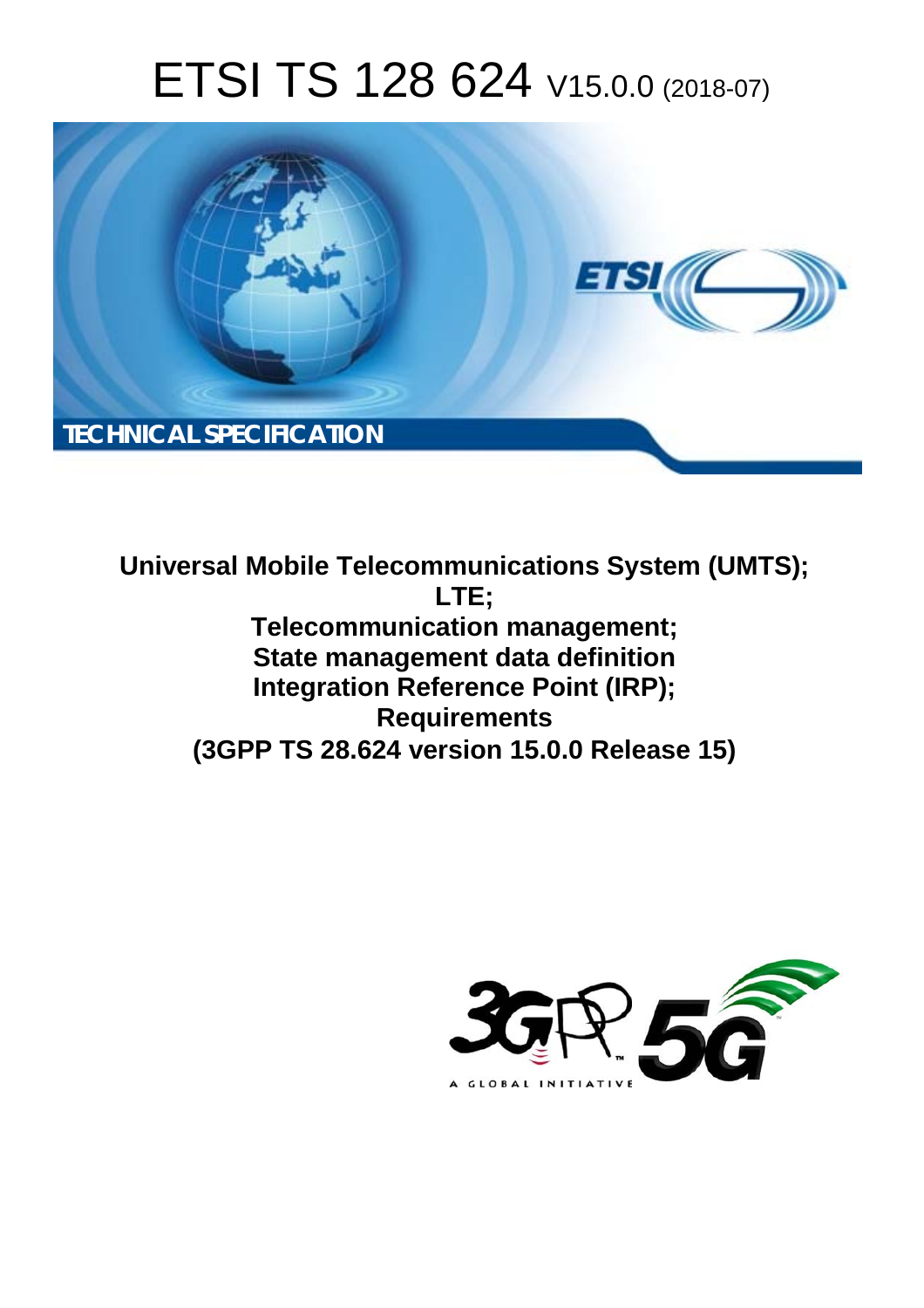# ETSI TS 128 624 V15.0.0 (2018-07)

TECHNICAL SPECIFICATION

**Universal Mobile Telecommunications System (UMTS);**
**LTE;**
**Telecommunication management;**
**State management data definition**
**Integration Reference Point (IRP);**
**Requirements**
**(3GPP TS 28.624 version 15.0.0 Release 15)**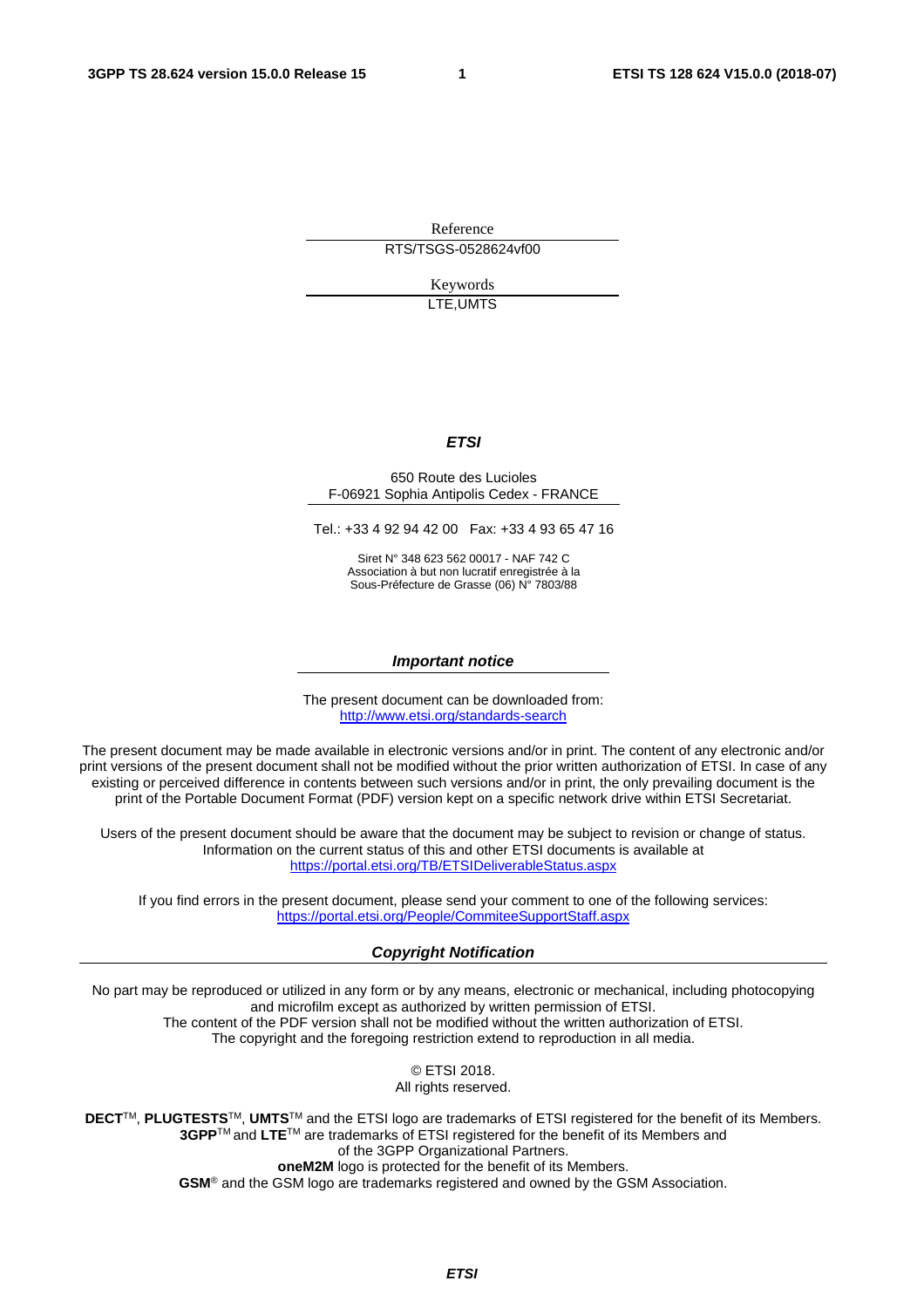Reference

RTS/TSGS-0528624vf00

Keywords

LTE,UMTS

***ETSI***

650 Route des Lucioles
F-06921 Sophia Antipolis Cedex - FRANCE

Tel.: +33 4 92 94 42 00   Fax: +33 4 93 65 47 16

Siret N° 348 623 562 00017 - NAF 742 C
Association à but non lucratif enregistrée à la
Sous-Préfecture de Grasse (06) N° 7803/88

***Important notice***

The present document can be downloaded from:
http://www.etsi.org/standards-search

The present document may be made available in electronic versions and/or in print. The content of any electronic and/or print versions of the present document shall not be modified without the prior written authorization of ETSI. In case of any existing or perceived difference in contents between such versions and/or in print, the only prevailing document is the print of the Portable Document Format (PDF) version kept on a specific network drive within ETSI Secretariat.

Users of the present document should be aware that the document may be subject to revision or change of status. Information on the current status of this and other ETSI documents is available at
https://portal.etsi.org/TB/ETSIDeliverableStatus.aspx

If you find errors in the present document, please send your comment to one of the following services:
https://portal.etsi.org/People/CommiteeSupportStaff.aspx

***Copyright Notification***

No part may be reproduced or utilized in any form or by any means, electronic or mechanical, including photocopying and microfilm except as authorized by written permission of ETSI.
The content of the PDF version shall not be modified without the written authorization of ETSI.
The copyright and the foregoing restriction extend to reproduction in all media.

© ETSI 2018.
All rights reserved.

**DECT**TM, **PLUGTESTS**TM, **UMTS**TM and the ETSI logo are trademarks of ETSI registered for the benefit of its Members.
**3GPP**TM and **LTE**TM are trademarks of ETSI registered for the benefit of its Members and of the 3GPP Organizational Partners.
**oneM2M** logo is protected for the benefit of its Members.
**GSM**® and the GSM logo are trademarks registered and owned by the GSM Association.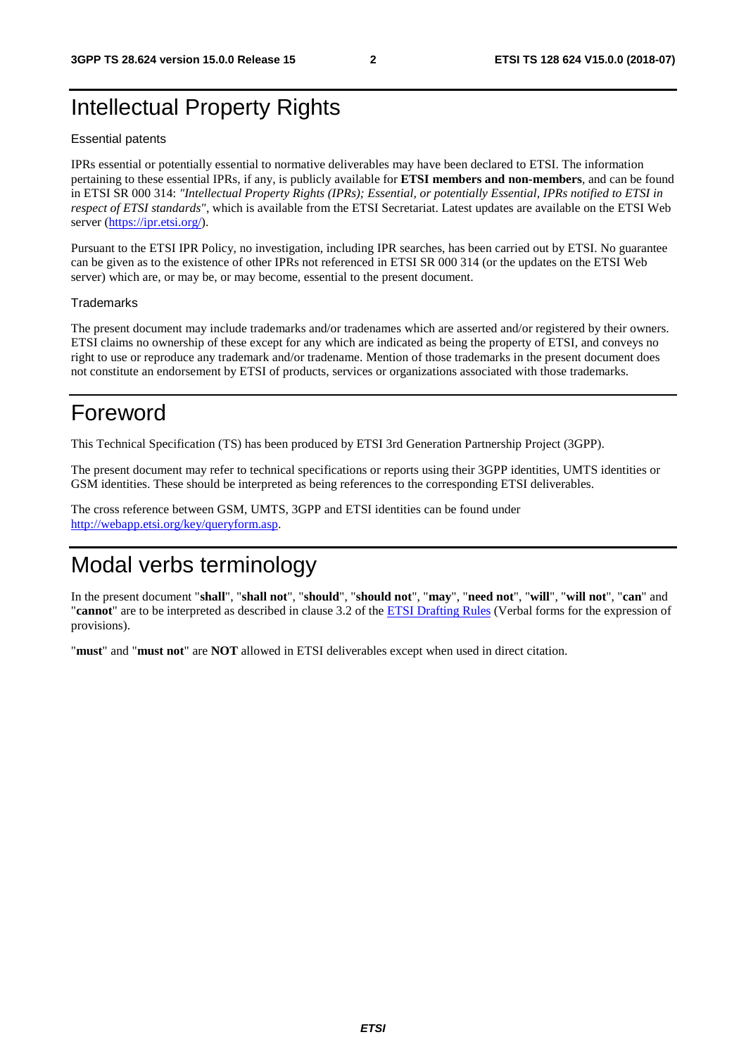# Intellectual Property Rights

Essential patents

IPRs essential or potentially essential to normative deliverables may have been declared to ETSI. The information pertaining to these essential IPRs, if any, is publicly available for **ETSI members and non-members**, and can be found in ETSI SR 000 314: *"Intellectual Property Rights (IPRs); Essential, or potentially Essential, IPRs notified to ETSI in respect of ETSI standards"*, which is available from the ETSI Secretariat. Latest updates are available on the ETSI Web server (https://ipr.etsi.org/).

Pursuant to the ETSI IPR Policy, no investigation, including IPR searches, has been carried out by ETSI. No guarantee can be given as to the existence of other IPRs not referenced in ETSI SR 000 314 (or the updates on the ETSI Web server) which are, or may be, or may become, essential to the present document.

Trademarks

The present document may include trademarks and/or tradenames which are asserted and/or registered by their owners. ETSI claims no ownership of these except for any which are indicated as being the property of ETSI, and conveys no right to use or reproduce any trademark and/or tradename. Mention of those trademarks in the present document does not constitute an endorsement by ETSI of products, services or organizations associated with those trademarks.

# Foreword

This Technical Specification (TS) has been produced by ETSI 3rd Generation Partnership Project (3GPP).

The present document may refer to technical specifications or reports using their 3GPP identities, UMTS identities or GSM identities. These should be interpreted as being references to the corresponding ETSI deliverables.

The cross reference between GSM, UMTS, 3GPP and ETSI identities can be found under http://webapp.etsi.org/key/queryform.asp.

# Modal verbs terminology

In the present document "**shall**", "**shall not**", "**should**", "**should not**", "**may**", "**need not**", "**will**", "**will not**", "**can**" and "**cannot**" are to be interpreted as described in clause 3.2 of the ETSI Drafting Rules (Verbal forms for the expression of provisions).

"**must**" and "**must not**" are **NOT** allowed in ETSI deliverables except when used in direct citation.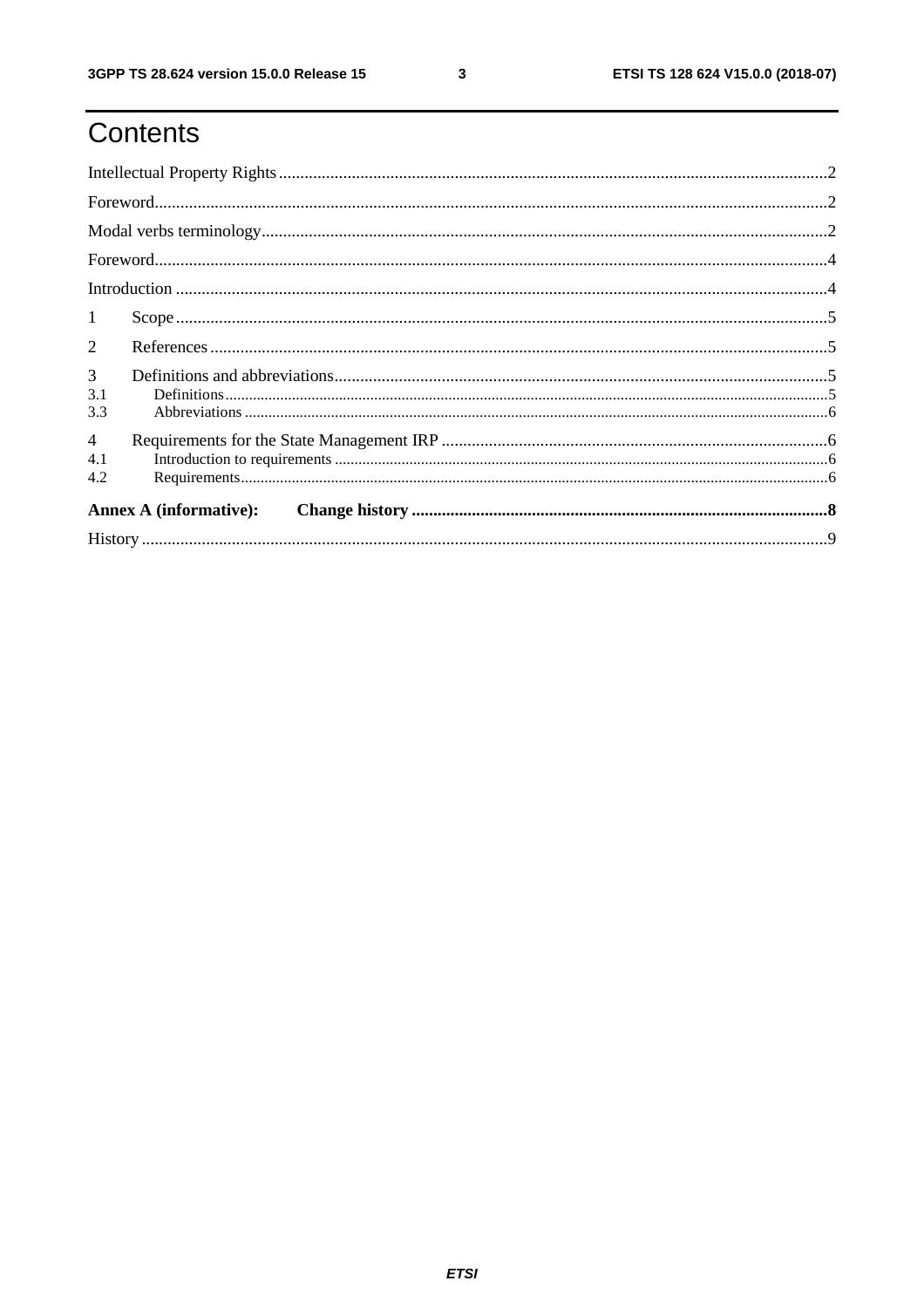# Contents

Intellectual Property Rights ........................................................ 2

Foreword ........................................................ 2

Modal verbs terminology ........................................................ 2

Foreword ........................................................ 4

Introduction ........................................................ 4

1 Scope ........................................................ 5

2 References ........................................................ 5

3 Definitions and abbreviations ........................................................ 5

3.1 Definitions ........................................................ 5

3.3 Abbreviations ........................................................ 6

4 Requirements for the State Management IRP ........................................................ 6

4.1 Introduction to requirements ........................................................ 6

4.2 Requirements ........................................................ 6

**Annex A (informative): Change history ........................................................ 8**

History ........................................................ 9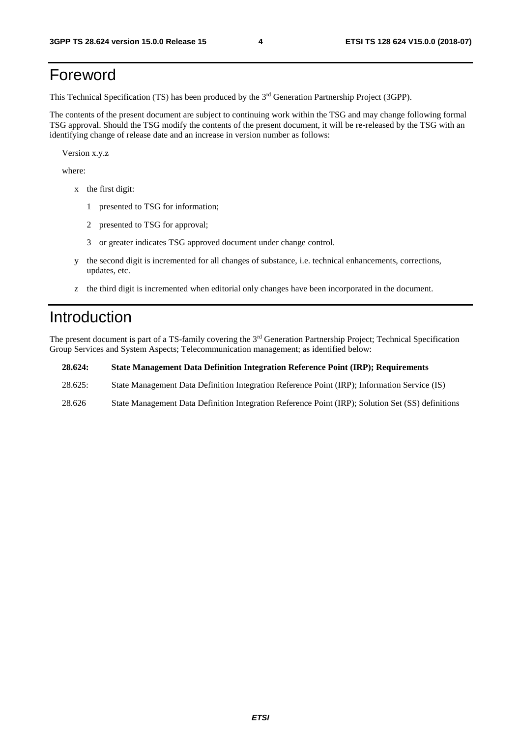# Foreword

This Technical Specification (TS) has been produced by the 3rd Generation Partnership Project (3GPP).

The contents of the present document are subject to continuing work within the TSG and may change following formal TSG approval. Should the TSG modify the contents of the present document, it will be re-released by the TSG with an identifying change of release date and an increase in version number as follows:

Version x.y.z

where:

- x the first digit:
  - 1 presented to TSG for information;
  - 2 presented to TSG for approval;
  - 3 or greater indicates TSG approved document under change control.
- y the second digit is incremented for all changes of substance, i.e. technical enhancements, corrections, updates, etc.
- z the third digit is incremented when editorial only changes have been incorporated in the document.

# Introduction

The present document is part of a TS-family covering the 3rd Generation Partnership Project; Technical Specification Group Services and System Aspects; Telecommunication management; as identified below:

**28.624: State Management Data Definition Integration Reference Point (IRP); Requirements**

28.625: State Management Data Definition Integration Reference Point (IRP); Information Service (IS)

28.626 State Management Data Definition Integration Reference Point (IRP); Solution Set (SS) definitions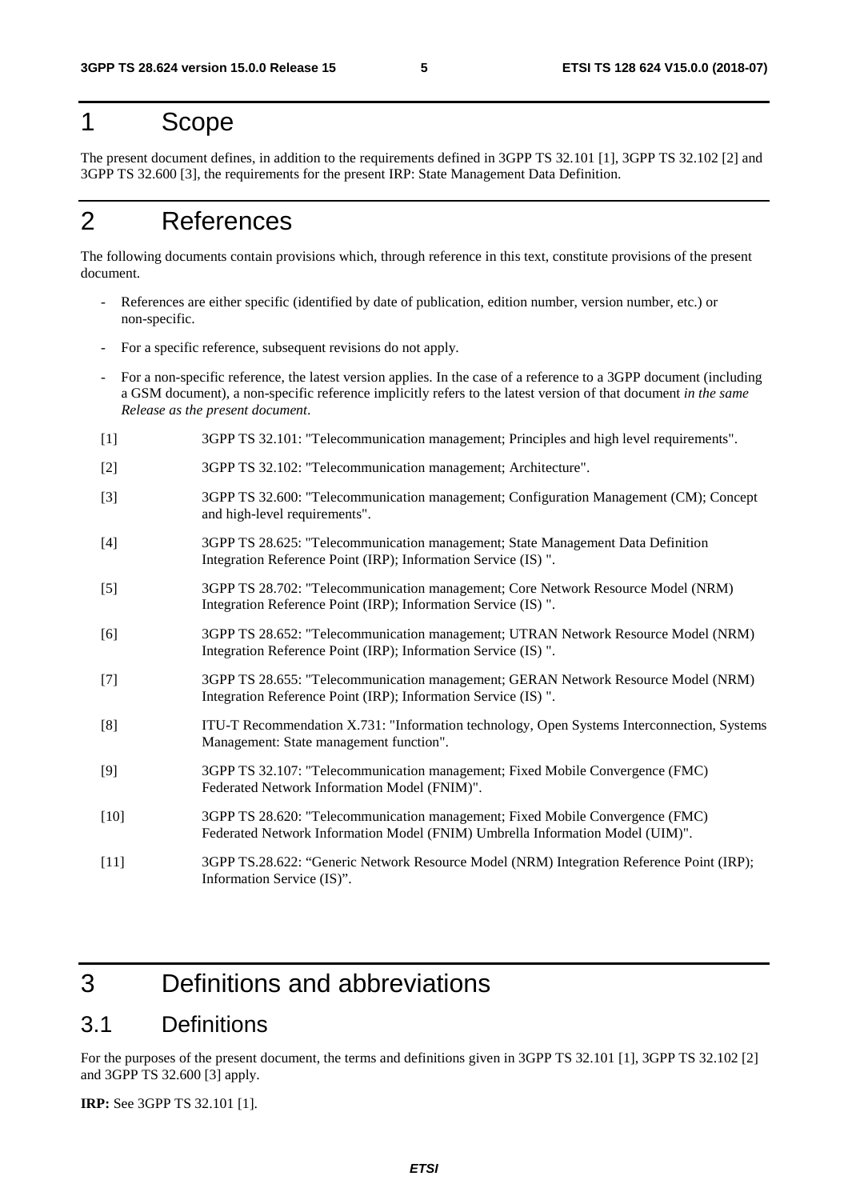# 1 Scope

The present document defines, in addition to the requirements defined in 3GPP TS 32.101 [1], 3GPP TS 32.102 [2] and 3GPP TS 32.600 [3], the requirements for the present IRP: State Management Data Definition.

# 2 References

The following documents contain provisions which, through reference in this text, constitute provisions of the present document.

- References are either specific (identified by date of publication, edition number, version number, etc.) or non-specific.
- For a specific reference, subsequent revisions do not apply.
- For a non-specific reference, the latest version applies. In the case of a reference to a 3GPP document (including a GSM document), a non-specific reference implicitly refers to the latest version of that document *in the same Release as the present document*.

[1] 3GPP TS 32.101: "Telecommunication management; Principles and high level requirements".

[2] 3GPP TS 32.102: "Telecommunication management; Architecture".

[3] 3GPP TS 32.600: "Telecommunication management; Configuration Management (CM); Concept and high-level requirements".

[4] 3GPP TS 28.625: "Telecommunication management; State Management Data Definition Integration Reference Point (IRP); Information Service (IS) ".

[5] 3GPP TS 28.702: "Telecommunication management; Core Network Resource Model (NRM) Integration Reference Point (IRP); Information Service (IS) ".

[6] 3GPP TS 28.652: "Telecommunication management; UTRAN Network Resource Model (NRM) Integration Reference Point (IRP); Information Service (IS) ".

[7] 3GPP TS 28.655: "Telecommunication management; GERAN Network Resource Model (NRM) Integration Reference Point (IRP); Information Service (IS) ".

[8] ITU-T Recommendation X.731: "Information technology, Open Systems Interconnection, Systems Management: State management function".

[9] 3GPP TS 32.107: "Telecommunication management; Fixed Mobile Convergence (FMC) Federated Network Information Model (FNIM)".

[10] 3GPP TS 28.620: "Telecommunication management; Fixed Mobile Convergence (FMC) Federated Network Information Model (FNIM) Umbrella Information Model (UIM)".

[11] 3GPP TS.28.622: "Generic Network Resource Model (NRM) Integration Reference Point (IRP); Information Service (IS)".

# 3 Definitions and abbreviations

## 3.1 Definitions

For the purposes of the present document, the terms and definitions given in 3GPP TS 32.101 [1], 3GPP TS 32.102 [2] and 3GPP TS 32.600 [3] apply.

**IRP:** See 3GPP TS 32.101 [1].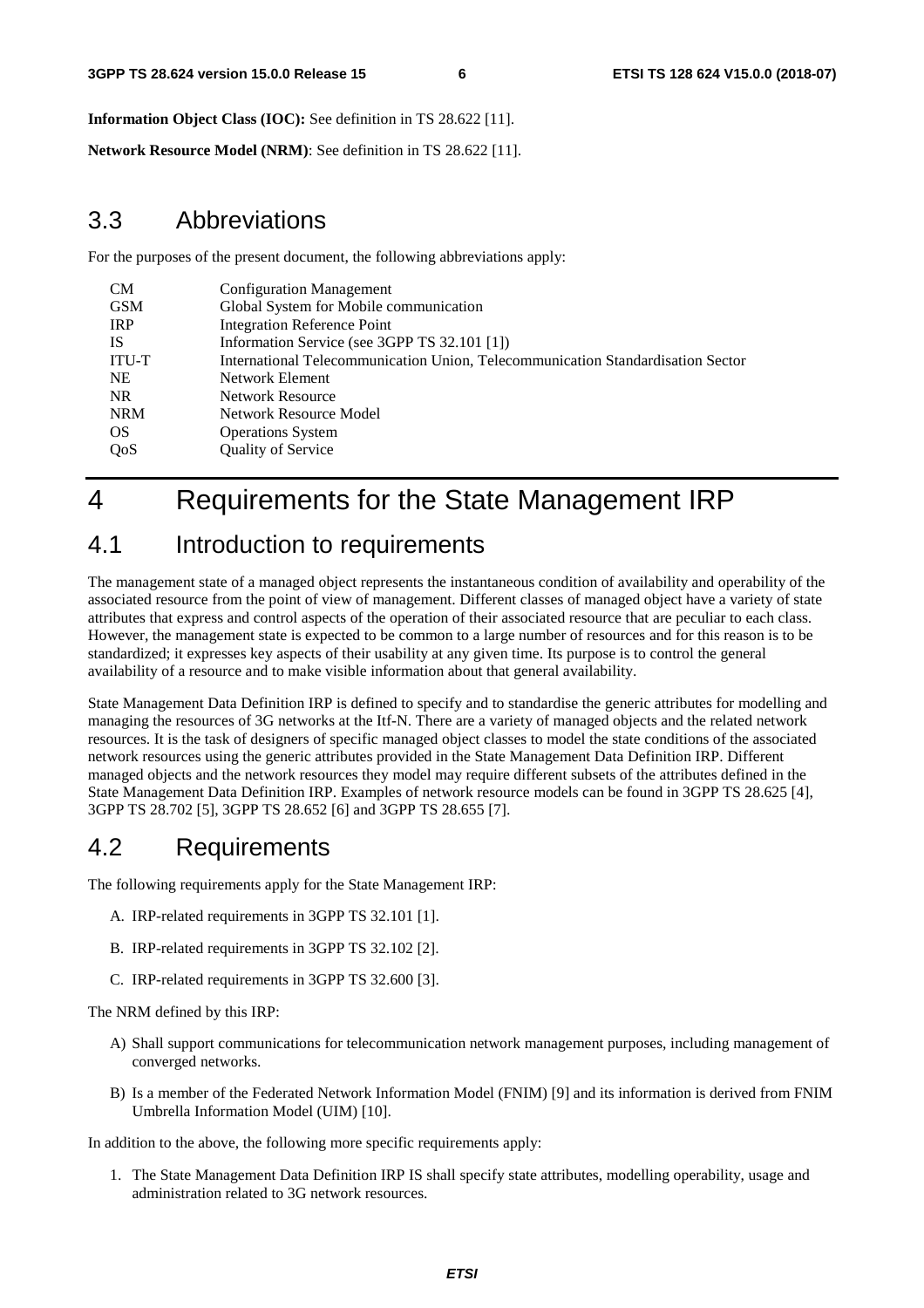**Information Object Class (IOC):** See definition in TS 28.622 [11].

**Network Resource Model (NRM)**: See definition in TS 28.622 [11].

## 3.3 Abbreviations

For the purposes of the present document, the following abbreviations apply:

| | |
|---|---|
| CM | Configuration Management |
| GSM | Global System for Mobile communication |
| IRP | Integration Reference Point |
| IS | Information Service (see 3GPP TS 32.101 [1]) |
| ITU-T | International Telecommunication Union, Telecommunication Standardisation Sector |
| NE | Network Element |
| NR | Network Resource |
| NRM | Network Resource Model |
| OS | Operations System |
| QoS | Quality of Service |

# 4 Requirements for the State Management IRP

## 4.1 Introduction to requirements

The management state of a managed object represents the instantaneous condition of availability and operability of the associated resource from the point of view of management. Different classes of managed object have a variety of state attributes that express and control aspects of the operation of their associated resource that are peculiar to each class. However, the management state is expected to be common to a large number of resources and for this reason is to be standardized; it expresses key aspects of their usability at any given time. Its purpose is to control the general availability of a resource and to make visible information about that general availability.

State Management Data Definition IRP is defined to specify and to standardise the generic attributes for modelling and managing the resources of 3G networks at the Itf-N. There are a variety of managed objects and the related network resources. It is the task of designers of specific managed object classes to model the state conditions of the associated network resources using the generic attributes provided in the State Management Data Definition IRP. Different managed objects and the network resources they model may require different subsets of the attributes defined in the State Management Data Definition IRP. Examples of network resource models can be found in 3GPP TS 28.625 [4], 3GPP TS 28.702 [5], 3GPP TS 28.652 [6] and 3GPP TS 28.655 [7].

## 4.2 Requirements

The following requirements apply for the State Management IRP:

A. IRP-related requirements in 3GPP TS 32.101 [1].

B. IRP-related requirements in 3GPP TS 32.102 [2].

C. IRP-related requirements in 3GPP TS 32.600 [3].

The NRM defined by this IRP:

A) Shall support communications for telecommunication network management purposes, including management of converged networks.

B) Is a member of the Federated Network Information Model (FNIM) [9] and its information is derived from FNIM Umbrella Information Model (UIM) [10].

In addition to the above, the following more specific requirements apply:

1. The State Management Data Definition IRP IS shall specify state attributes, modelling operability, usage and administration related to 3G network resources.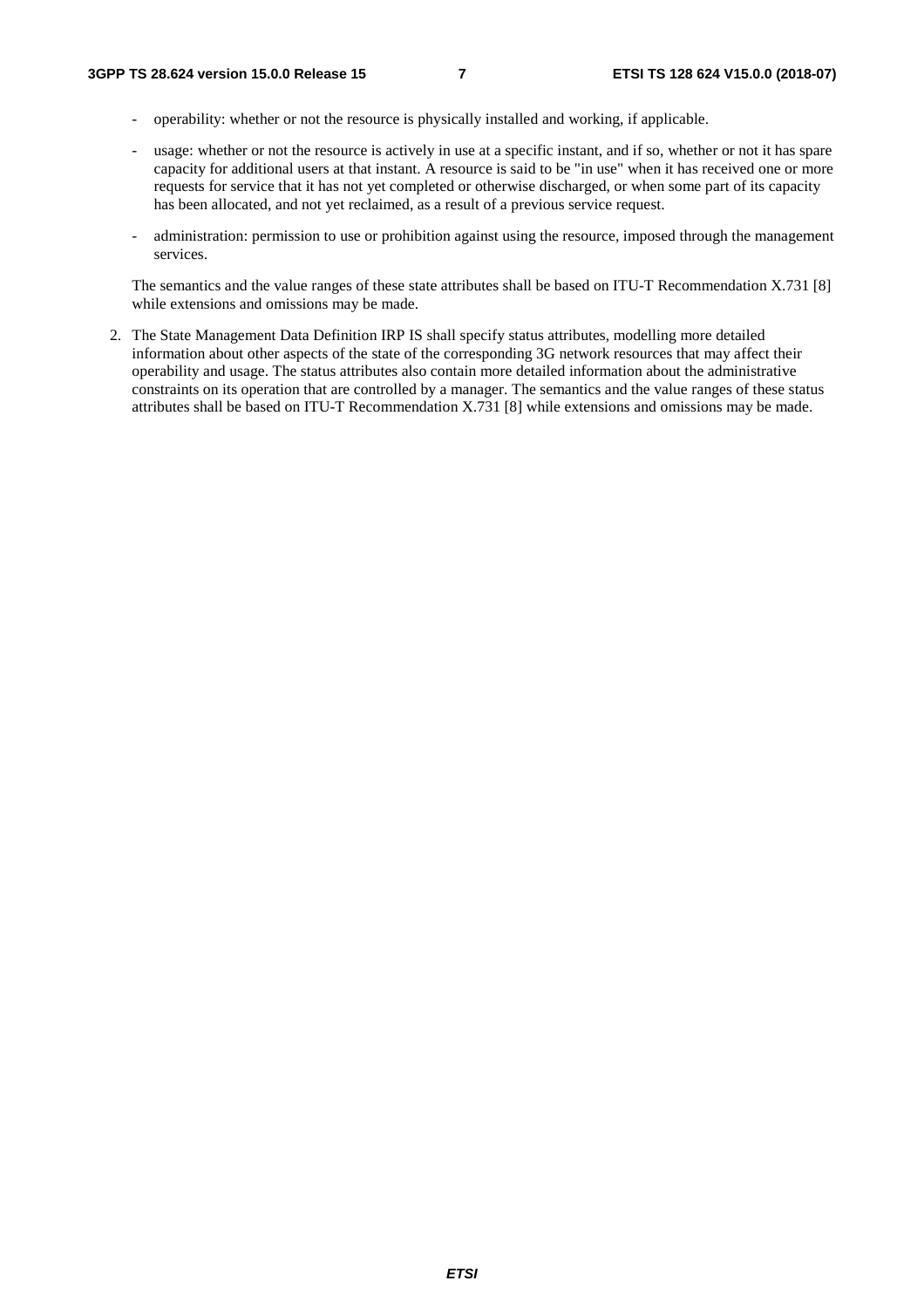- operability: whether or not the resource is physically installed and working, if applicable.

- usage: whether or not the resource is actively in use at a specific instant, and if so, whether or not it has spare capacity for additional users at that instant. A resource is said to be "in use" when it has received one or more requests for service that it has not yet completed or otherwise discharged, or when some part of its capacity has been allocated, and not yet reclaimed, as a result of a previous service request.

- administration: permission to use or prohibition against using the resource, imposed through the management services.

The semantics and the value ranges of these state attributes shall be based on ITU-T Recommendation X.731 [8] while extensions and omissions may be made.

2. The State Management Data Definition IRP IS shall specify status attributes, modelling more detailed information about other aspects of the state of the corresponding 3G network resources that may affect their operability and usage. The status attributes also contain more detailed information about the administrative constraints on its operation that are controlled by a manager. The semantics and the value ranges of these status attributes shall be based on ITU-T Recommendation X.731 [8] while extensions and omissions may be made.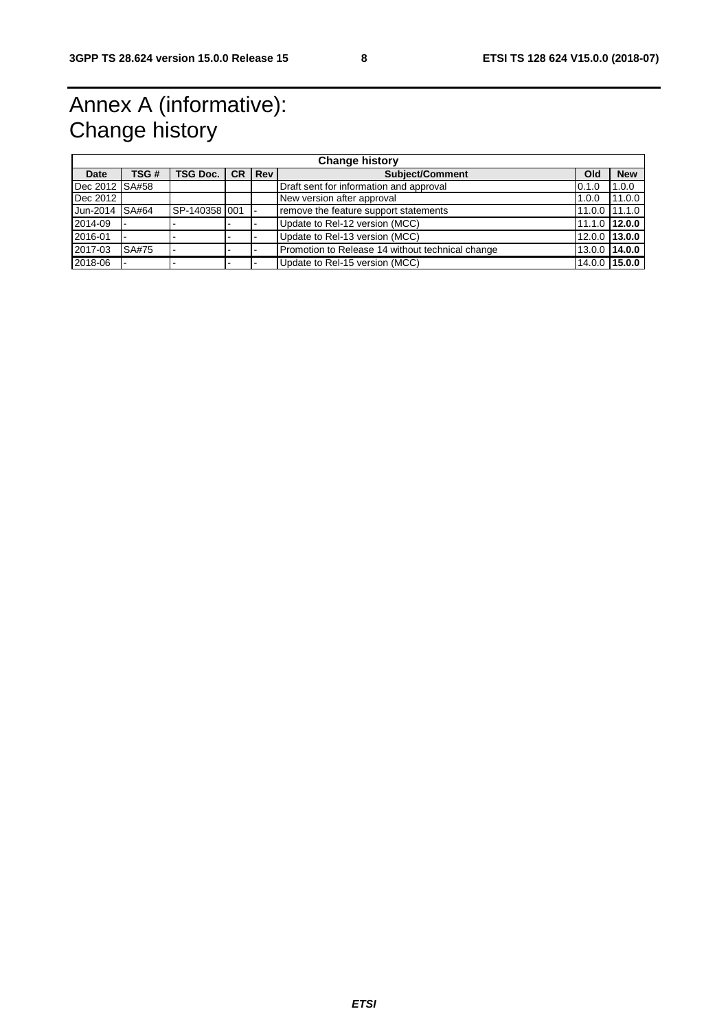# Annex A (informative): Change history

| Change history | | | | | | | |
|---|---|---|---|---|---|---|---|
| **Date** | **TSG #** | **TSG Doc.** | **CR** | **Rev** | **Subject/Comment** | **Old** | **New** |
| Dec 2012 | SA#58 | | | | Draft sent for information and approval | 0.1.0 | 1.0.0 |
| Dec 2012 | | | | | New version after approval | 1.0.0 | 11.0.0 |
| Jun-2014 | SA#64 | SP-140358 | 001 | - | remove the feature support statements | 11.0.0 | 11.1.0 |
| 2014-09 | - | - | - | - | Update to Rel-12 version (MCC) | 11.1.0 | **12.0.0** |
| 2016-01 | - | - | - | - | Update to Rel-13 version (MCC) | 12.0.0 | **13.0.0** |
| 2017-03 | SA#75 | - | - | - | Promotion to Release 14 without technical change | 13.0.0 | **14.0.0** |
| 2018-06 | - | - | - | - | Update to Rel-15 version (MCC) | 14.0.0 | **15.0.0** |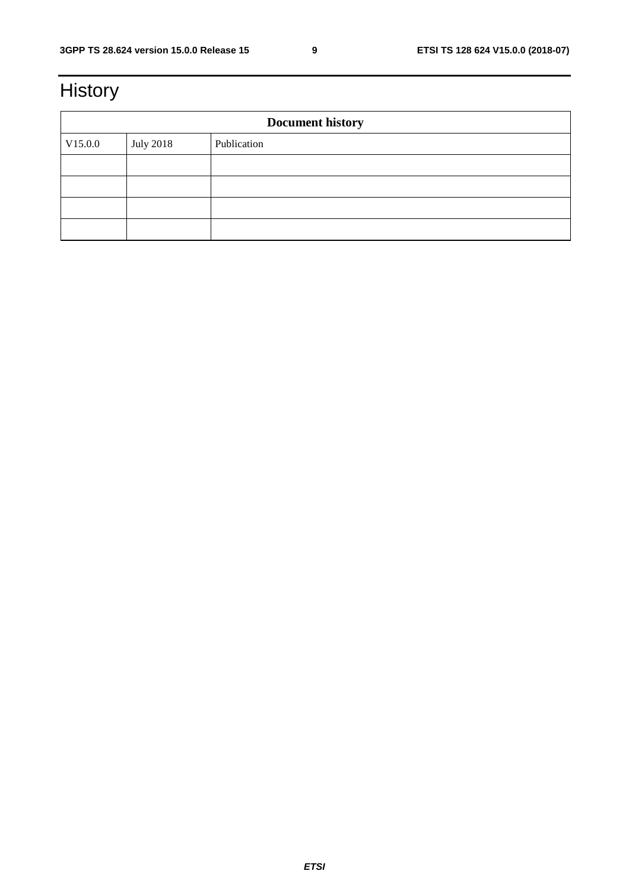# History

| Document history | | |
|---|---|---|
| V15.0.0 | July 2018 | Publication |
| | | |
| | | |
| | | |
| | | |